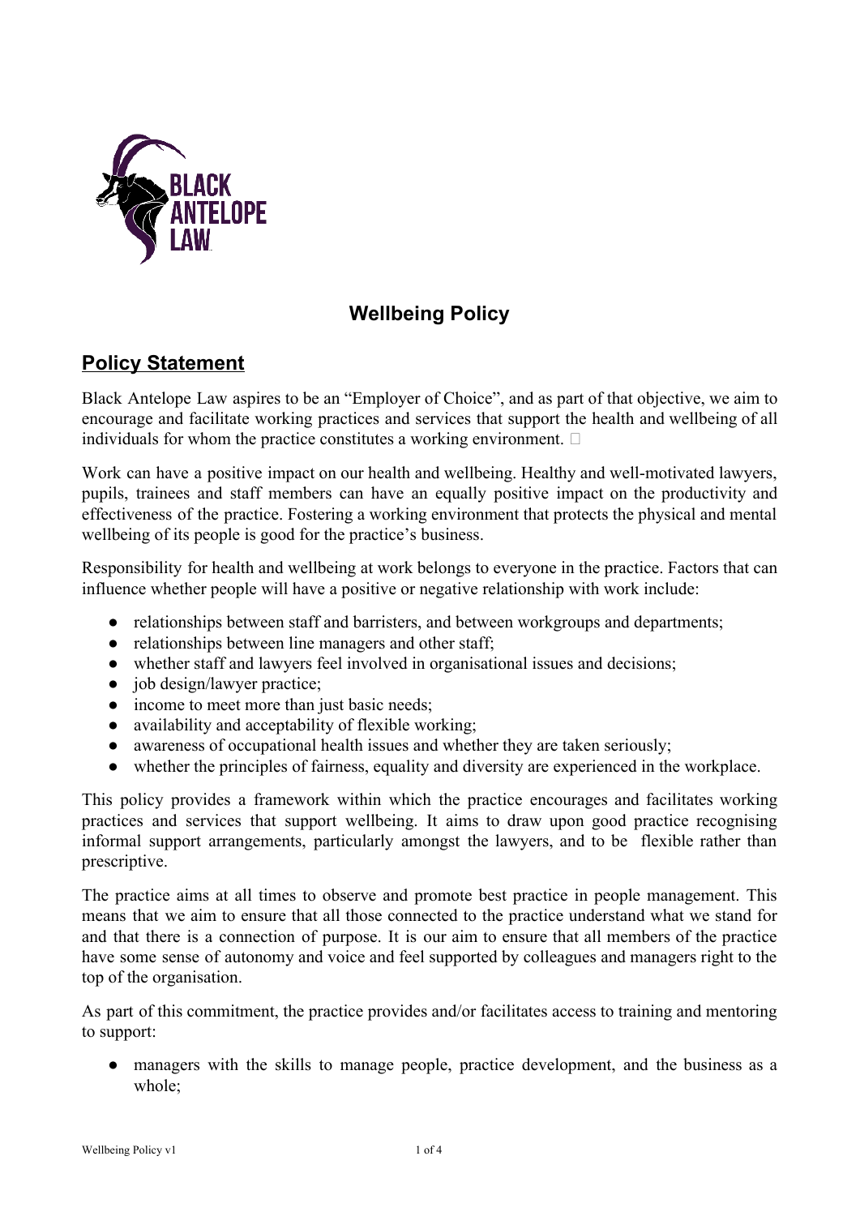# Wellbeing Policy

## Policy Statement

Black Antelope Law aspires to be an "Employer of Choice", and as part of that objective, we aim to encourage and facilitate working practices and services that support the health and wellbeing of all individuals for whom the practice constitutes a working environment.

Work can have a positive impact on our health and wellbeing. Healthy and well-motivated lawyers, pupils, trainees and staff members can have an equally positive impact on the productivity and effectiveness of the practice. Fostering a working environment that protects the physical and mental wellbeing of its people is good for the practice's business.

Responsibility for health and wellbeing at work belongs to everyone in the practice. Factors that can influence whether people will have a positive or negative relationship with work include:

- relationships between staff and barristers, and between workgroups and departments;
- relationships between line managers and other staff;
- whether staff and lawyers feel involved in organisational issues and decisions;
- job design/lawyer practice;
- income to meet more than just basic needs;
- availability and acceptability of flexible working;
- awareness of occupational health issues and whether they are taken seriously;
- whether the principles of fairness, equality and diversity are experienced in the workplace.

This policy provides a framework within which the practice encourages and facilitates working practices and services that support wellbeing. It aims to draw upon good practice recognising informal support arrangements, particularly amongst the lawyers, and to be flexible rather than prescriptive.

The practice aims at all times to observe and promote best practice in people management. This means that we aim to ensure that all those connected to the practice understand what we stand for and that there is a connection of purpose. It is our aim to ensure that all members of the practice have some sense of autonomy and voice and feel supported by colleagues and managers right to the top of the organisation.

As part of this commitment, the practice provides and/or facilitates access to training and mentoring to support:

- managers with the skills to manage people, practice development, and the business as a whole;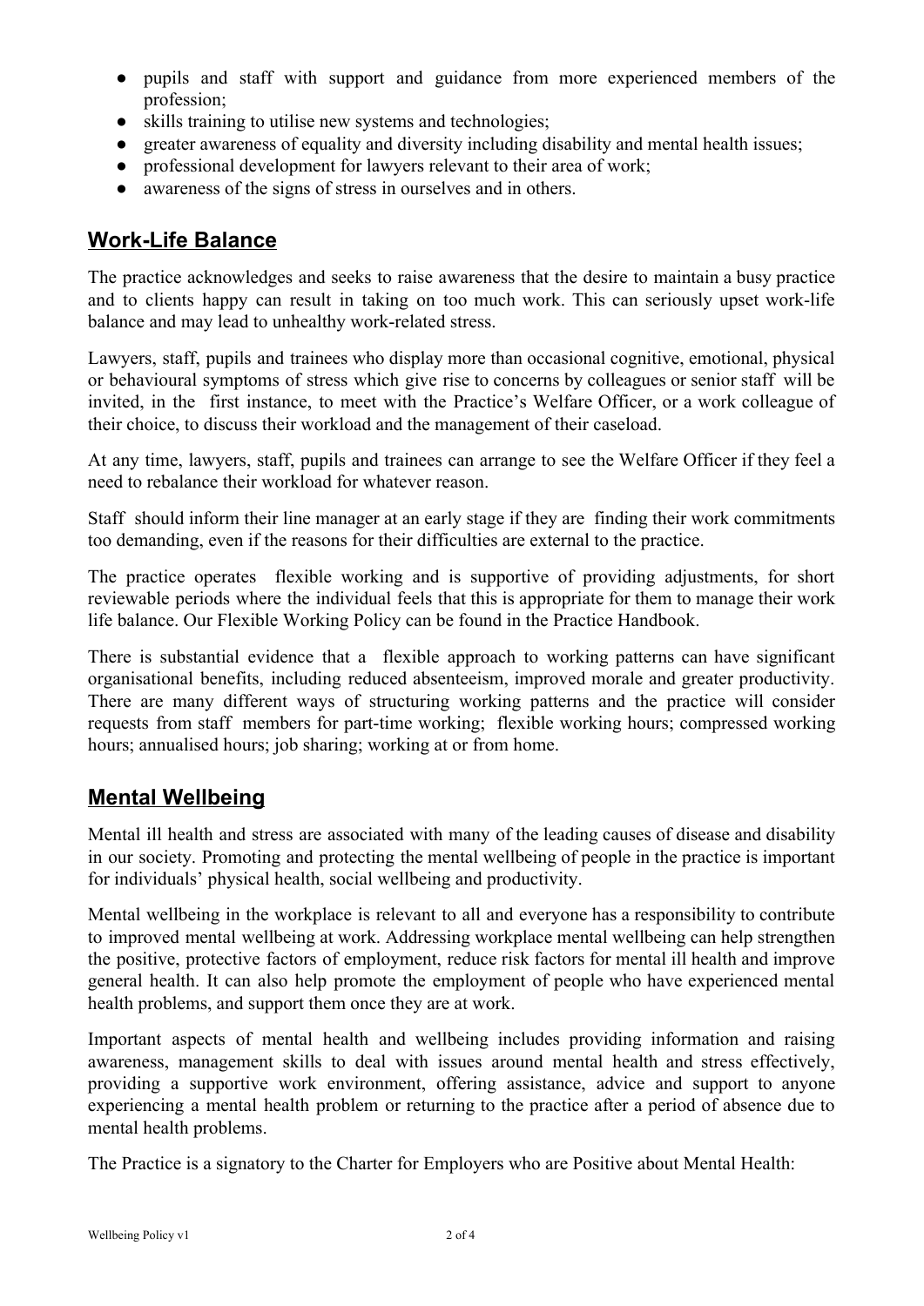- pupils and staff with support and guidance from more experienced members of the profession;
- skills training to utilise new systems and technologies;
- greater awareness of equality and diversity including disability and mental health issues;
- professional development for lawyers relevant to their area of work;
- awareness of the signs of stress in ourselves and in others.

## Work-Life Balance

The practice acknowledges and seeks to raise awareness that the desire to maintain a busy practice and to clients happy can result in taking on too much work. This can seriously upset work-life balance and may lead to unhealthy work-related stress.

Lawyers, staff, pupils and trainees who display more than occasional cognitive, emotional, physical or behavioural symptoms of stress which give rise to concerns by colleagues or senior staff will be invited, in the first instance, to meet with the Practice's Welfare Officer, or a work colleague of their choice, to discuss their workload and the management of their caseload.

At any time, lawyers, staff, pupils and trainees can arrange to see the Welfare Officer if they feel a need to rebalance their workload for whatever reason.

Staff should inform their line manager at an early stage if they are finding their work commitments too demanding, even if the reasons for their difficulties are external to the practice.

The practice operates flexible working and is supportive of providing adjustments, for short reviewable periods where the individual feels that this is appropriate for them to manage their work life balance. Our Flexible Working Policy can be found in the Practice Handbook.

There is substantial evidence that a flexible approach to working patterns can have significant organisational benefits, including reduced absenteeism, improved morale and greater productivity. There are many different ways of structuring working patterns and the practice will consider requests from staff members for part-time working; flexible working hours; compressed working hours; annualised hours; job sharing; working at or from home.

## Mental Wellbeing

Mental ill health and stress are associated with many of the leading causes of disease and disability in our society. Promoting and protecting the mental wellbeing of people in the practice is important for individuals' physical health, social wellbeing and productivity.

Mental wellbeing in the workplace is relevant to all and everyone has a responsibility to contribute to improved mental wellbeing at work. Addressing workplace mental wellbeing can help strengthen the positive, protective factors of employment, reduce risk factors for mental ill health and improve general health. It can also help promote the employment of people who have experienced mental health problems, and support them once they are at work.

Important aspects of mental health and wellbeing includes providing information and raising awareness, management skills to deal with issues around mental health and stress effectively, providing a supportive work environment, offering assistance, advice and support to anyone experiencing a mental health problem or returning to the practice after a period of absence due to mental health problems.

The Practice is a signatory to the Charter for Employers who are Positive about Mental Health: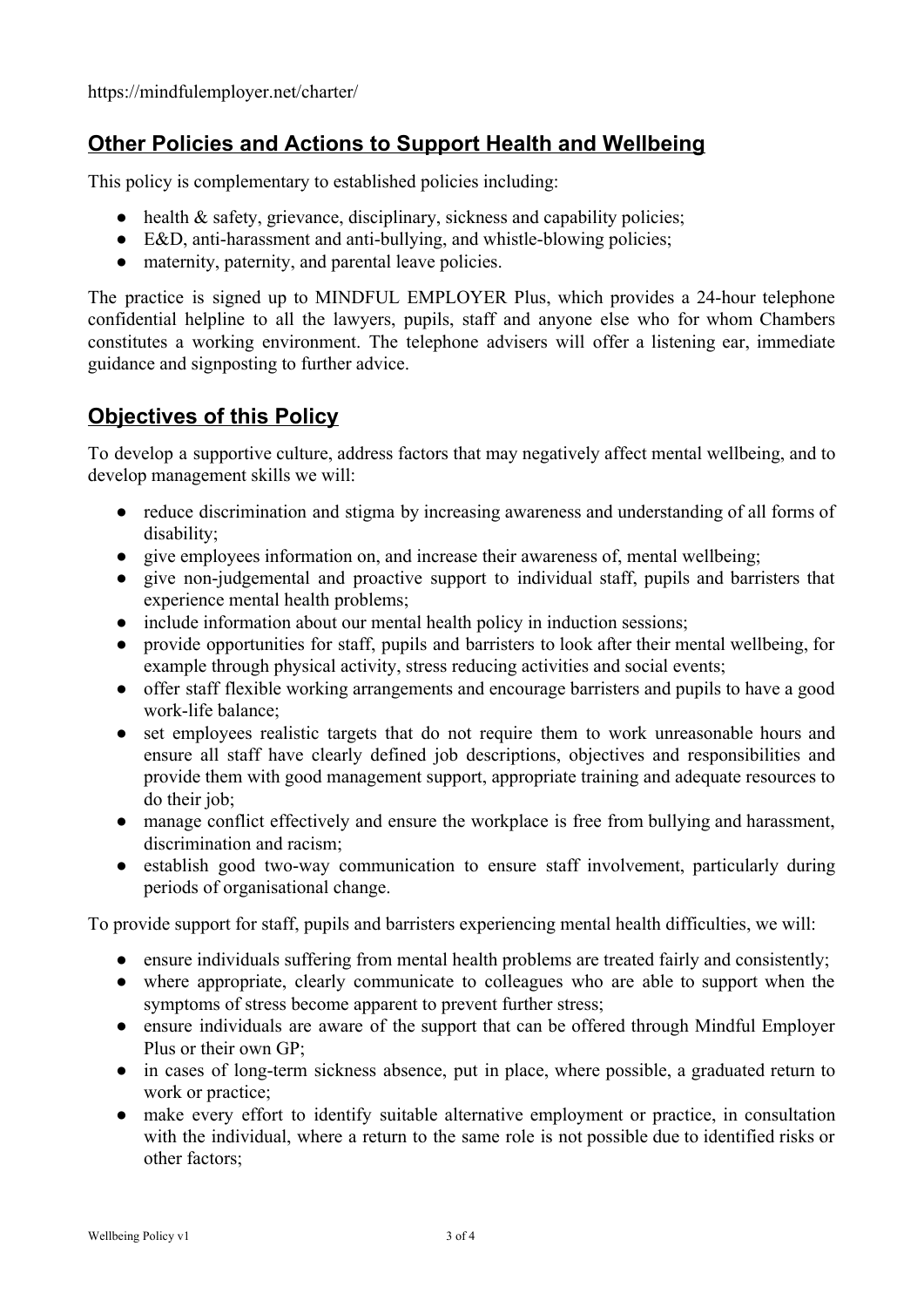https://mindfulemployer.net/charter/

## Other Policies and Actions to Support Health and Wellbeing

This policy is complementary to established policies including:

- health & safety, grievance, disciplinary, sickness and capability policies;
- E&D, anti-harassment and anti-bullying, and whistle-blowing policies;
- maternity, paternity, and parental leave policies.

The practice is signed up to MINDFUL EMPLOYER Plus, which provides a 24-hour telephone confidential helpline to all the lawyers, pupils, staff and anyone else who for whom Chambers constitutes a working environment. The telephone advisers will offer a listening ear, immediate guidance and signposting to further advice.

## Objectives of this Policy

To develop a supportive culture, address factors that may negatively affect mental wellbeing, and to develop management skills we will:

- reduce discrimination and stigma by increasing awareness and understanding of all forms of disability;
- give employees information on, and increase their awareness of, mental wellbeing;
- give non-judgemental and proactive support to individual staff, pupils and barristers that experience mental health problems;
- include information about our mental health policy in induction sessions;
- provide opportunities for staff, pupils and barristers to look after their mental wellbeing, for example through physical activity, stress reducing activities and social events;
- offer staff flexible working arrangements and encourage barristers and pupils to have a good work-life balance;
- set employees realistic targets that do not require them to work unreasonable hours and ensure all staff have clearly defined job descriptions, objectives and responsibilities and provide them with good management support, appropriate training and adequate resources to do their job;
- manage conflict effectively and ensure the workplace is free from bullying and harassment, discrimination and racism;
- establish good two-way communication to ensure staff involvement, particularly during periods of organisational change.

To provide support for staff, pupils and barristers experiencing mental health difficulties, we will:

- ensure individuals suffering from mental health problems are treated fairly and consistently;
- where appropriate, clearly communicate to colleagues who are able to support when the symptoms of stress become apparent to prevent further stress;
- ensure individuals are aware of the support that can be offered through Mindful Employer Plus or their own GP;
- in cases of long-term sickness absence, put in place, where possible, a graduated return to work or practice;
- make every effort to identify suitable alternative employment or practice, in consultation with the individual, where a return to the same role is not possible due to identified risks or other factors;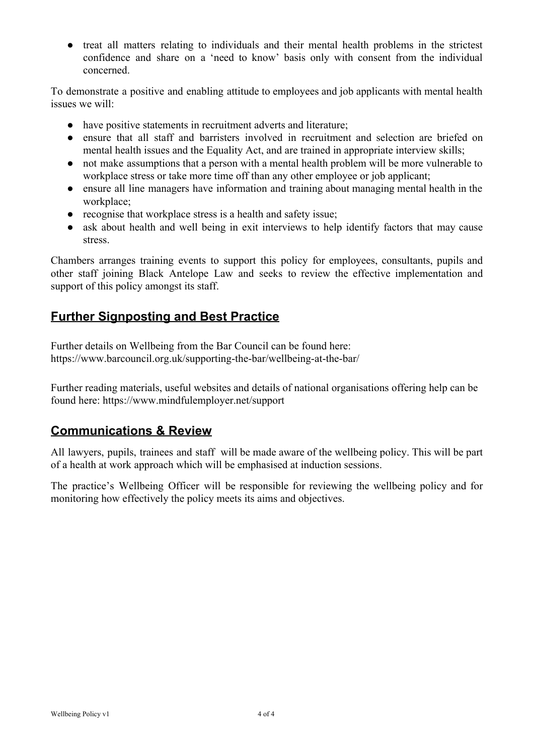- treat all matters relating to individuals and their mental health problems in the strictest confidence and share on a 'need to know' basis only with consent from the individual concerned.

To demonstrate a positive and enabling attitude to employees and job applicants with mental health issues we will:

- have positive statements in recruitment adverts and literature;
- ensure that all staff and barristers involved in recruitment and selection are briefed on mental health issues and the Equality Act, and are trained in appropriate interview skills;
- not make assumptions that a person with a mental health problem will be more vulnerable to workplace stress or take more time off than any other employee or job applicant;
- ensure all line managers have information and training about managing mental health in the workplace;
- recognise that workplace stress is a health and safety issue;
- ask about health and well being in exit interviews to help identify factors that may cause stress.

Chambers arranges training events to support this policy for employees, consultants, pupils and other staff joining Black Antelope Law and seeks to review the effective implementation and support of this policy amongst its staff.

## Further Signposting and Best Practice

Further details on Wellbeing from the Bar Council can be found here: https://www.barcouncil.org.uk/supporting-the-bar/wellbeing-at-the-bar/

Further reading materials, useful websites and details of national organisations offering help can be found here: https://www.mindfulemployer.net/support

## Communications & Review

All lawyers, pupils, trainees and staff will be made aware of the wellbeing policy. This will be part of a health at work approach which will be emphasised at induction sessions.

The practice's Wellbeing Officer will be responsible for reviewing the wellbeing policy and for monitoring how effectively the policy meets its aims and objectives.